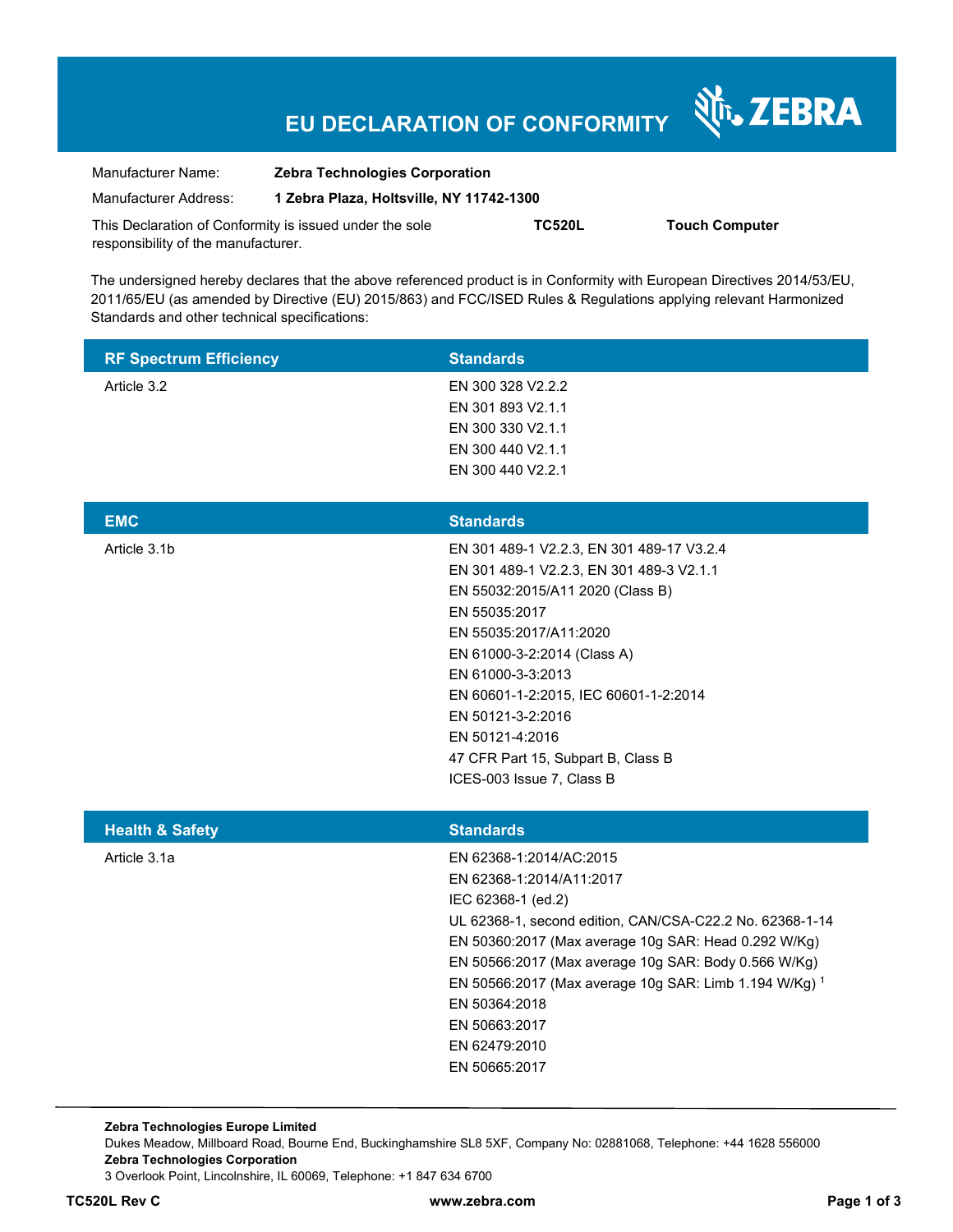# EU DECLARATION OF CONFORMITY

ZEBRA

Manufacturer Name: **Zebra Technologies Corporation**

Manufacturer Address: **1 Zebra Plaza, Holtsville, NY 11742-1300**

This Declaration of Conformity is issued under the sole responsibility of the manufacturer. **TC520L** **Touch Computer**

The undersigned hereby declares that the above referenced product is in Conformity with European Directives 2014/53/EU, 2011/65/EU (as amended by Directive (EU) 2015/863) and FCC/ISED Rules & Regulations applying relevant Harmonized Standards and other technical specifications:

| RF Spectrum Efficiency | Standards |
|---|---|
| Article 3.2 | EN 300 328 V2.2.2<br>EN 301 893 V2.1.1<br>EN 300 330 V2.1.1<br>EN 300 440 V2.1.1<br>EN 300 440 V2.2.1 |

| EMC | Standards |
|---|---|
| Article 3.1b | EN 301 489-1 V2.2.3, EN 301 489-17 V3.2.4<br>EN 301 489-1 V2.2.3, EN 301 489-3 V2.1.1<br>EN 55032:2015/A11 2020 (Class B)<br>EN 55035:2017<br>EN 55035:2017/A11:2020<br>EN 61000-3-2:2014 (Class A)<br>EN 61000-3-3:2013<br>EN 60601-1-2:2015, IEC 60601-1-2:2014<br>EN 50121-3-2:2016<br>EN 50121-4:2016<br>47 CFR Part 15, Subpart B, Class B<br>ICES-003 Issue 7, Class B |

| Health & Safety | Standards |
|---|---|
| Article 3.1a | EN 62368-1:2014/AC:2015<br>EN 62368-1:2014/A11:2017<br>IEC 62368-1 (ed.2)<br>UL 62368-1, second edition, CAN/CSA-C22.2 No. 62368-1-14<br>EN 50360:2017 (Max average 10g SAR: Head 0.292 W/Kg)<br>EN 50566:2017 (Max average 10g SAR: Body 0.566 W/Kg)<br>EN 50566:2017 (Max average 10g SAR: Limb 1.194 W/Kg) [1]<br>EN 50364:2018<br>EN 50663:2017<br>EN 62479:2010<br>EN 50665:2017 |

**Zebra Technologies Europe Limited**
Dukes Meadow, Millboard Road, Bourne End, Buckinghamshire SL8 5XF, Company No: 02881068, Telephone: +44 1628 556000
**Zebra Technologies Corporation**
3 Overlook Point, Lincolnshire, IL 60069, Telephone: +1 847 634 6700

**TC520L Rev C** **www.zebra.com**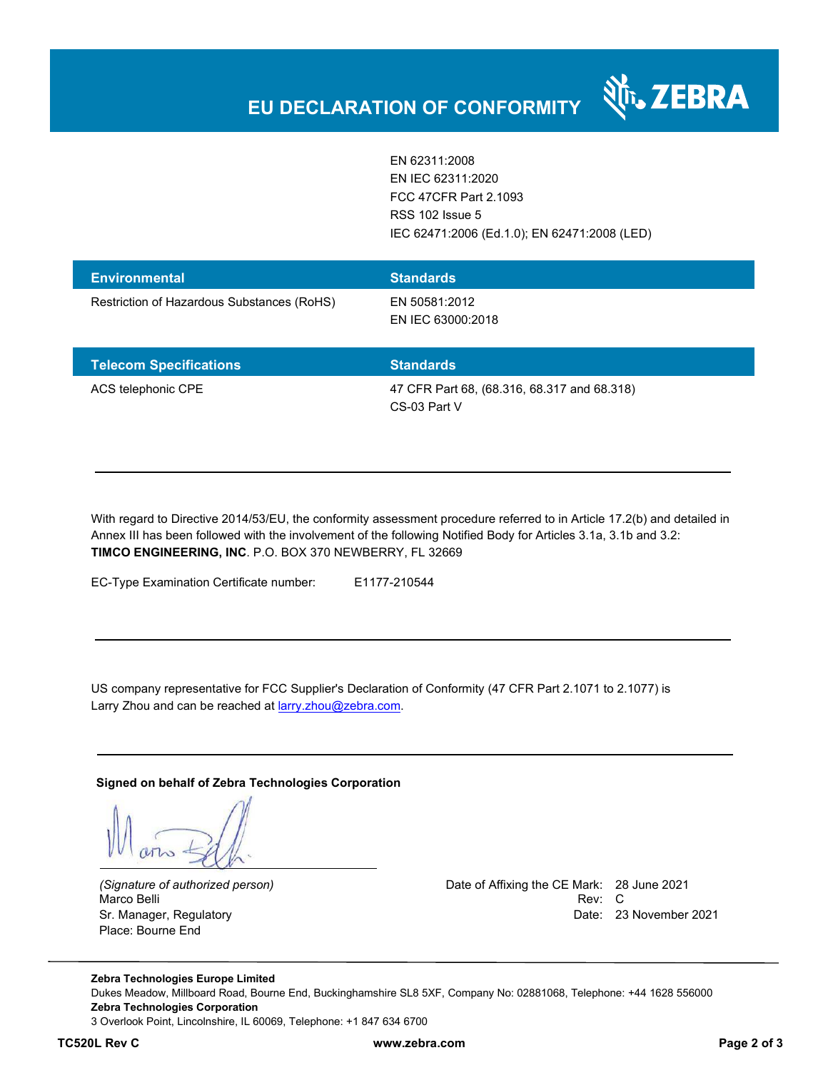# EU DECLARATION OF CONFORMITY

| | |
|---|---|
| | EN 62311:2008<br>EN IEC 62311:2020<br>FCC 47CFR Part 2.1093<br>RSS 102 Issue 5<br>IEC 62471:2006 (Ed.1.0); EN 62471:2008 (LED) |

| Environmental | Standards |
|---|---|
| Restriction of Hazardous Substances (RoHS) | EN 50581:2012<br>EN IEC 63000:2018 |

| Telecom Specifications | Standards |
|---|---|
| ACS telephonic CPE | 47 CFR Part 68, (68.316, 68.317 and 68.318)<br>CS-03 Part V |

---

With regard to Directive 2014/53/EU, the conformity assessment procedure referred to in Article 17.2(b) and detailed in Annex III has been followed with the involvement of the following Notified Body for Articles 3.1a, 3.1b and 3.2: **TIMCO ENGINEERING, INC**. P.O. BOX 370 NEWBERRY, FL 32669

EC-Type Examination Certificate number: E1177-210544

---

US company representative for FCC Supplier's Declaration of Conformity (47 CFR Part 2.1071 to 2.1077) is Larry Zhou and can be reached at larry.zhou@zebra.com.

---

**Signed on behalf of Zebra Technologies Corporation**

*(Signature of authorized person)*
Marco Belli
Sr. Manager, Regulatory
Place: Bourne End

Date of Affixing the CE Mark: 28 June 2021
Rev: C
Date: 23 November 2021

**Zebra Technologies Europe Limited**
Dukes Meadow, Millboard Road, Bourne End, Buckinghamshire SL8 5XF, Company No: 02881068, Telephone: +44 1628 556000
**Zebra Technologies Corporation**
3 Overlook Point, Lincolnshire, IL 60069, Telephone: +1 847 634 6700

**TC520L Rev C** **www.zebra.com**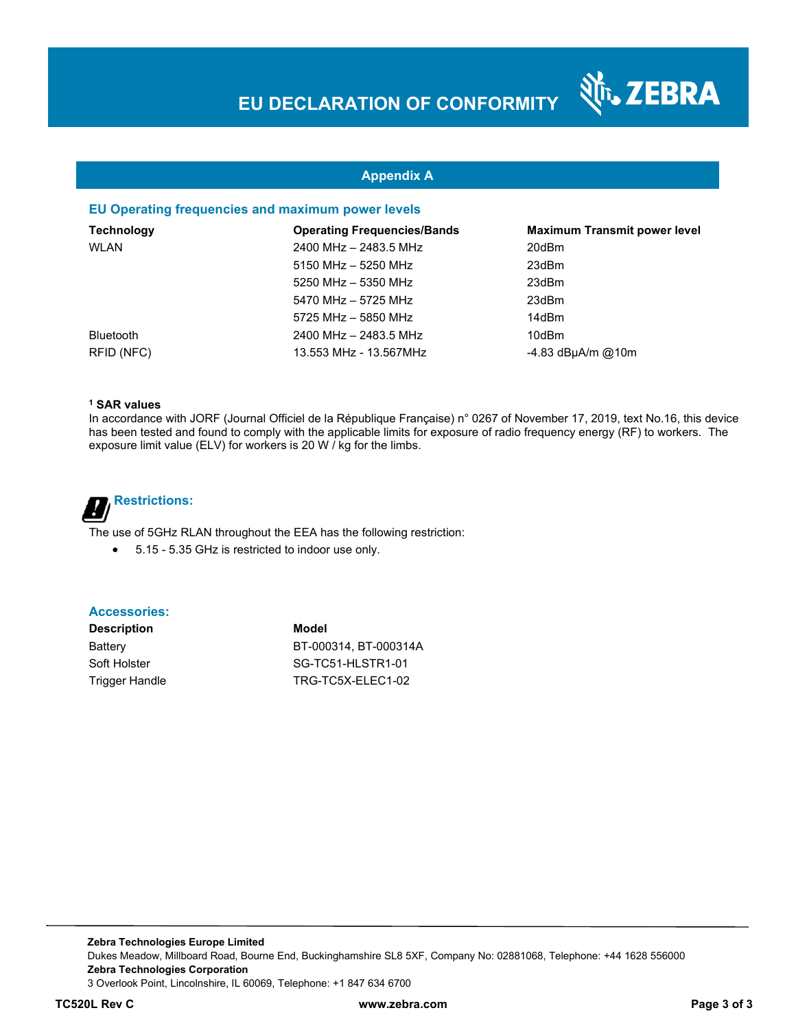## Appendix A

### EU Operating frequencies and maximum power levels

| Technology | Operating Frequencies/Bands | Maximum Transmit power level |
|---|---|---|
| WLAN | 2400 MHz – 2483.5 MHz | 20dBm |
| | 5150 MHz – 5250 MHz | 23dBm |
| | 5250 MHz – 5350 MHz | 23dBm |
| | 5470 MHz – 5725 MHz | 23dBm |
| | 5725 MHz – 5850 MHz | 14dBm |
| Bluetooth | 2400 MHz – 2483.5 MHz | 10dBm |
| RFID (NFC) | 13.553 MHz - 13.567MHz | -4.83 dBµA/m @10m |

**[1] SAR values**

In accordance with JORF (Journal Officiel de la République Française) n° 0267 of November 17, 2019, text No.16, this device has been tested and found to comply with the applicable limits for exposure of radio frequency energy (RF) to workers. The exposure limit value (ELV) for workers is 20 W / kg for the limbs.

### Restrictions:

The use of 5GHz RLAN throughout the EEA has the following restriction:

- 5.15 - 5.35 GHz is restricted to indoor use only.

### Accessories:

| Description | Model |
|---|---|
| Battery | BT-000314, BT-000314A |
| Soft Holster | SG-TC51-HLSTR1-01 |
| Trigger Handle | TRG-TC5X-ELEC1-02 |

**Zebra Technologies Europe Limited**
Dukes Meadow, Millboard Road, Bourne End, Buckinghamshire SL8 5XF, Company No: 02881068, Telephone: +44 1628 556000
**Zebra Technologies Corporation**
3 Overlook Point, Lincolnshire, IL 60069, Telephone: +1 847 634 6700